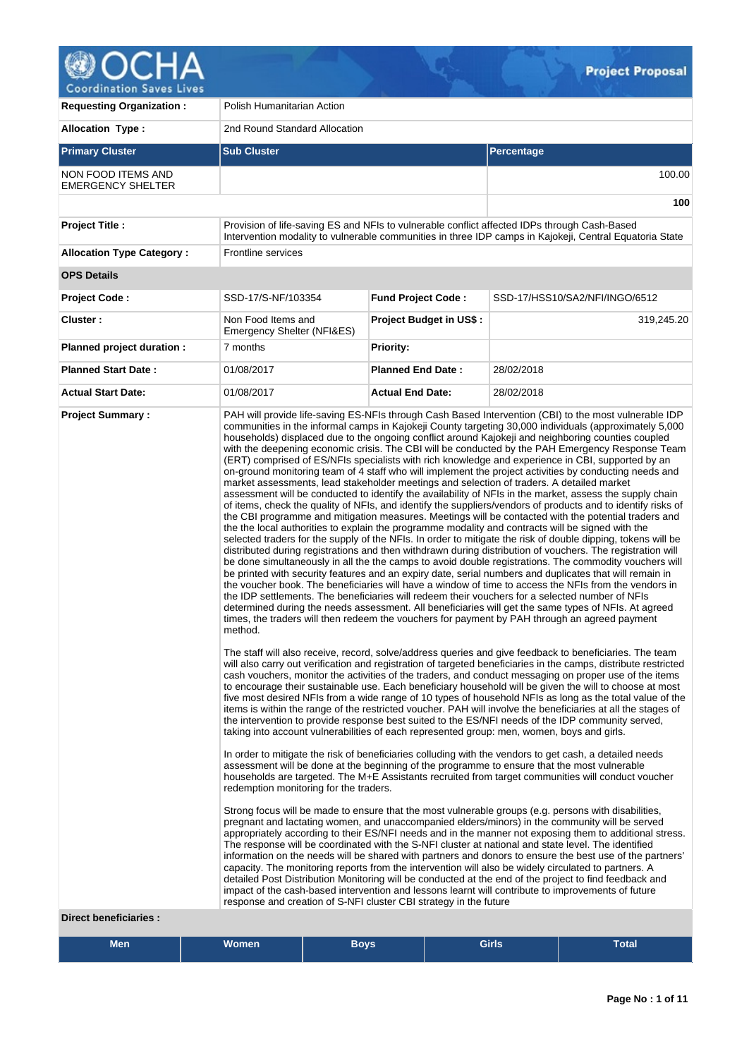# Project Proposal

| | | | |
|---|---|---|---|
| **Requesting Organization :** | Polish Humanitarian Action | | |
| **Allocation Type :** | 2nd Round Standard Allocation | | |
| **Primary Cluster** | **Sub Cluster** | | **Percentage** |
| NON FOOD ITEMS AND EMERGENCY SHELTER | | | 100.00 |
| | | | **100** |
| **Project Title :** | Provision of life-saving ES and NFIs to vulnerable conflict affected IDPs through Cash-Based Intervention modality to vulnerable communities in three IDP camps in Kajokeji, Central Equatoria State | | |
| **Allocation Type Category :** | Frontline services | | |
| **OPS Details** | | | |
| **Project Code :** | SSD-17/S-NF/103354 | **Fund Project Code :** | SSD-17/HSS10/SA2/NFI/INGO/6512 |
| **Cluster :** | Non Food Items and Emergency Shelter (NFI&ES) | **Project Budget in US$ :** | 319,245.20 |
| **Planned project duration :** | 7 months | **Priority:** | |
| **Planned Start Date :** | 01/08/2017 | **Planned End Date :** | 28/02/2018 |
| **Actual Start Date:** | 01/08/2017 | **Actual End Date:** | 28/02/2018 |

**Project Summary :**

PAH will provide life-saving ES-NFIs through Cash Based Intervention (CBI) to the most vulnerable IDP communities in the informal camps in Kajokeji County targeting 30,000 individuals (approximately 5,000 households) displaced due to the ongoing conflict around Kajokeji and neighboring counties coupled with the deepening economic crisis. The CBI will be conducted by the PAH Emergency Response Team (ERT) comprised of ES/NFIs specialists with rich knowledge and experience in CBI, supported by an on-ground monitoring team of 4 staff who will implement the project activities by conducting needs and market assessments, lead stakeholder meetings and selection of traders. A detailed market assessment will be conducted to identify the availability of NFIs in the market, assess the supply chain of items, check the quality of NFIs, and identify the suppliers/vendors of products and to identify risks of the CBI programme and mitigation measures. Meetings will be contacted with the potential traders and the the local authorities to explain the programme modality and contracts will be signed with the selected traders for the supply of the NFIs. In order to mitigate the risk of double dipping, tokens will be distributed during registrations and then withdrawn during distribution of vouchers. The registration will be done simultaneously in all the the camps to avoid double registrations. The commodity vouchers will be printed with security features and an expiry date, serial numbers and duplicates that will remain in the voucher book. The beneficiaries will have a window of time to access the NFIs from the vendors in the IDP settlements. The beneficiaries will redeem their vouchers for a selected number of NFIs determined during the needs assessment. All beneficiaries will get the same types of NFIs. At agreed times, the traders will then redeem the vouchers for payment by PAH through an agreed payment method.

The staff will also receive, record, solve/address queries and give feedback to beneficiaries. The team will also carry out verification and registration of targeted beneficiaries in the camps, distribute restricted cash vouchers, monitor the activities of the traders, and conduct messaging on proper use of the items to encourage their sustainable use. Each beneficiary household will be given the will to choose at most five most desired NFIs from a wide range of 10 types of household NFIs as long as the total value of the items is within the range of the restricted voucher. PAH will involve the beneficiaries at all the stages of the intervention to provide response best suited to the ES/NFI needs of the IDP community served, taking into account vulnerabilities of each represented group: men, women, boys and girls.

In order to mitigate the risk of beneficiaries colluding with the vendors to get cash, a detailed needs assessment will be done at the beginning of the programme to ensure that the most vulnerable households are targeted. The M+E Assistants recruited from target communities will conduct voucher redemption monitoring for the traders.

Strong focus will be made to ensure that the most vulnerable groups (e.g. persons with disabilities, pregnant and lactating women, and unaccompanied elders/minors) in the community will be served appropriately according to their ES/NFI needs and in the manner not exposing them to additional stress. The response will be coordinated with the S-NFI cluster at national and state level. The identified information on the needs will be shared with partners and donors to ensure the best use of the partners' capacity. The monitoring reports from the intervention will also be widely circulated to partners. A detailed Post Distribution Monitoring will be conducted at the end of the project to find feedback and impact of the cash-based intervention and lessons learnt will contribute to improvements of future response and creation of S-NFI cluster CBI strategy in the future

**Direct beneficiaries :**

| Men | Women | Boys | Girls | Total |
|---|---|---|---|---|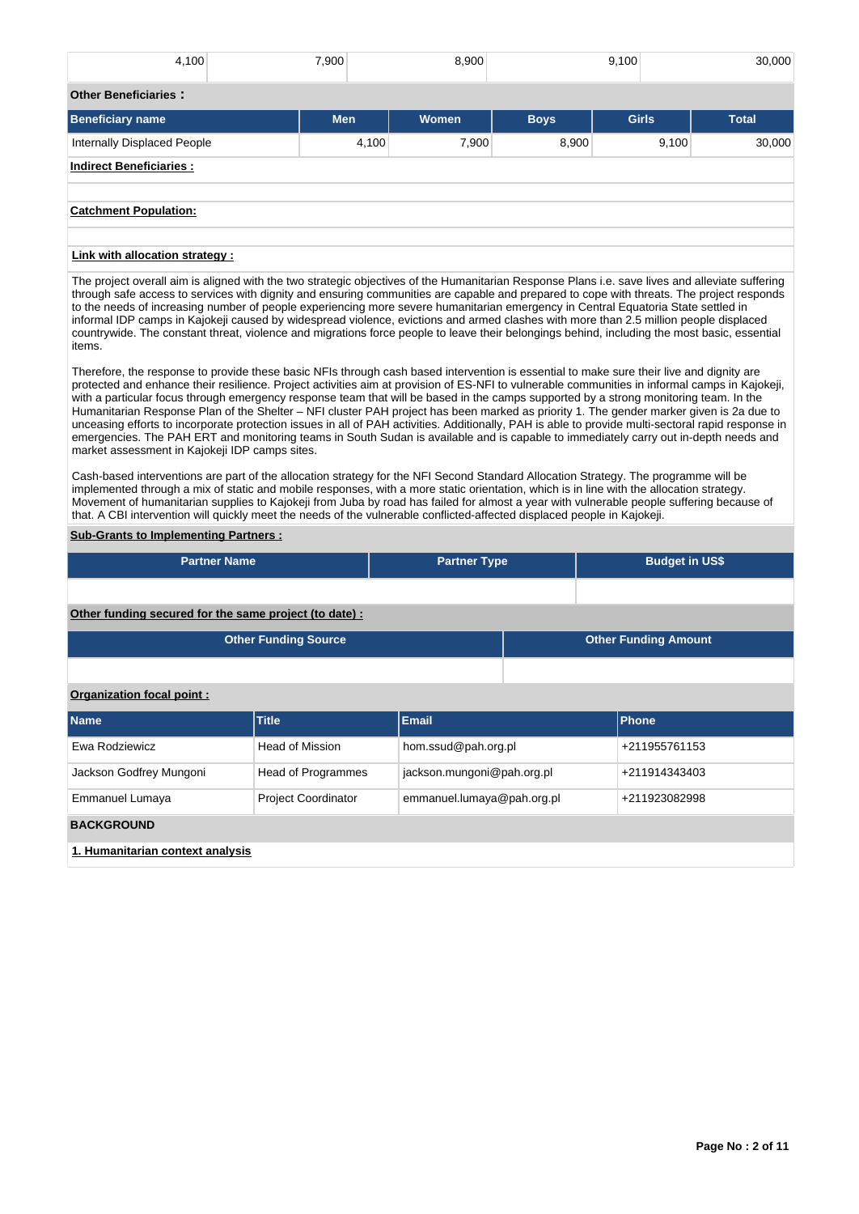| | | | | |
|---|---|---|---|---|
| 4,100 | 7,900 | 8,900 | 9,100 | 30,000 |

**Other Beneficiaries :**

| Beneficiary name | Men | Women | Boys | Girls | Total |
|---|---|---|---|---|---|
| Internally Displaced People | 4,100 | 7,900 | 8,900 | 9,100 | 30,000 |

**Indirect Beneficiaries :**

**Catchment Population:**

**Link with allocation strategy :**

The project overall aim is aligned with the two strategic objectives of the Humanitarian Response Plans i.e. save lives and alleviate suffering through safe access to services with dignity and ensuring communities are capable and prepared to cope with threats. The project responds to the needs of increasing number of people experiencing more severe humanitarian emergency in Central Equatoria State settled in informal IDP camps in Kajokeji caused by widespread violence, evictions and armed clashes with more than 2.5 million people displaced countrywide. The constant threat, violence and migrations force people to leave their belongings behind, including the most basic, essential items.

Therefore, the response to provide these basic NFIs through cash based intervention is essential to make sure their live and dignity are protected and enhance their resilience. Project activities aim at provision of ES-NFI to vulnerable communities in informal camps in Kajokeji, with a particular focus through emergency response team that will be based in the camps supported by a strong monitoring team. In the Humanitarian Response Plan of the Shelter – NFI cluster PAH project has been marked as priority 1. The gender marker given is 2a due to unceasing efforts to incorporate protection issues in all of PAH activities. Additionally, PAH is able to provide multi-sectoral rapid response in emergencies. The PAH ERT and monitoring teams in South Sudan is available and is capable to immediately carry out in-depth needs and market assessment in Kajokeji IDP camps sites.

Cash-based interventions are part of the allocation strategy for the NFI Second Standard Allocation Strategy. The programme will be implemented through a mix of static and mobile responses, with a more static orientation, which is in line with the allocation strategy. Movement of humanitarian supplies to Kajokeji from Juba by road has failed for almost a year with vulnerable people suffering because of that. A CBI intervention will quickly meet the needs of the vulnerable conflicted-affected displaced people in Kajokeji.

**Sub-Grants to Implementing Partners :**

| Partner Name | Partner Type | Budget in US$ |
|---|---|---|
| | | |

**Other funding secured for the same project (to date) :**

| Other Funding Source | Other Funding Amount |
|---|---|
| | |

**Organization focal point :**

| Name | Title | Email | Phone |
|---|---|---|---|
| Ewa Rodziewicz | Head of Mission | hom.ssud@pah.org.pl | +211955761153 |
| Jackson Godfrey Mungoni | Head of Programmes | jackson.mungoni@pah.org.pl | +211914343403 |
| Emmanuel Lumaya | Project Coordinator | emmanuel.lumaya@pah.org.pl | +211923082998 |

## BACKGROUND

**1. Humanitarian context analysis**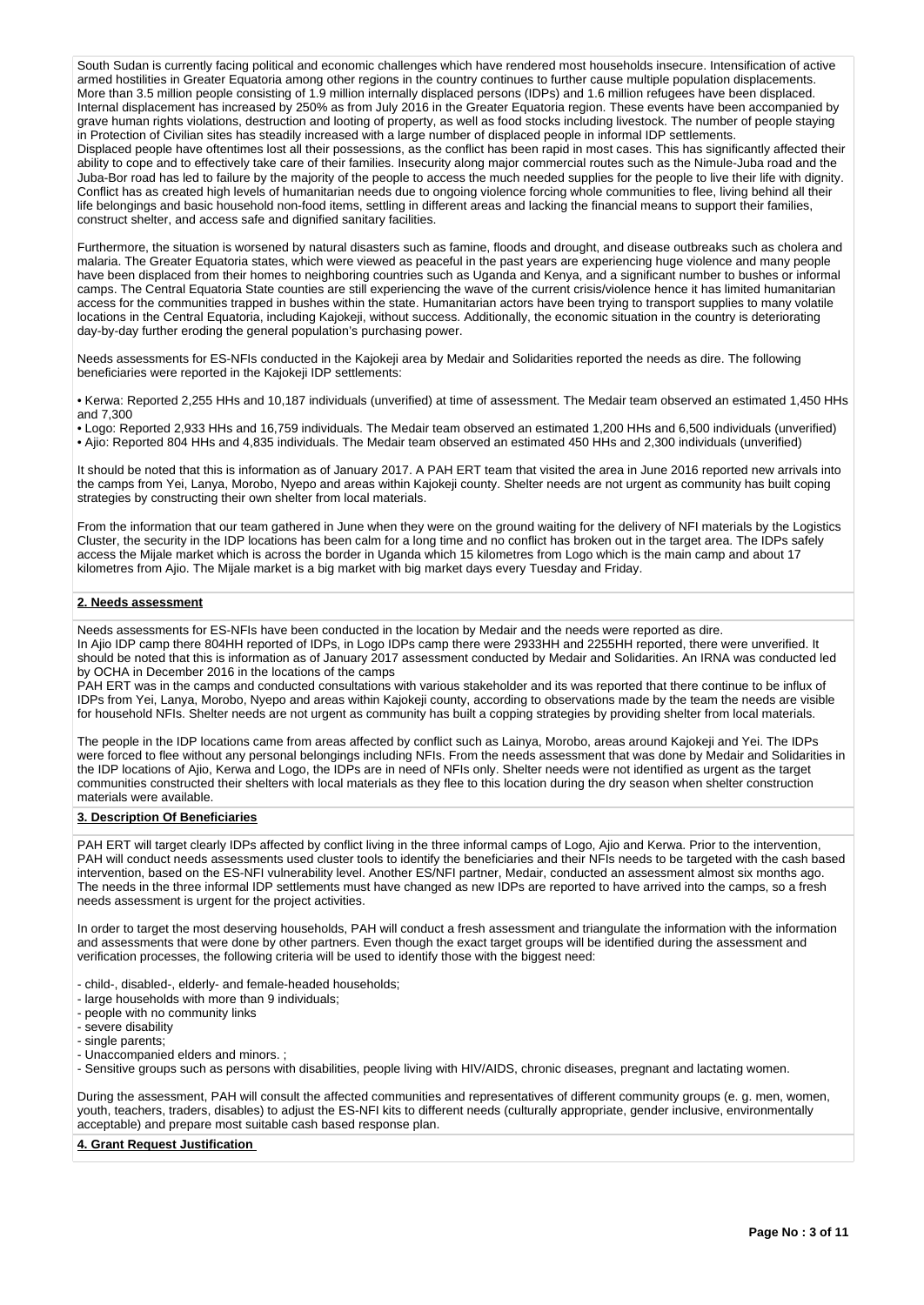South Sudan is currently facing political and economic challenges which have rendered most households insecure. Intensification of active armed hostilities in Greater Equatoria among other regions in the country continues to further cause multiple population displacements. More than 3.5 million people consisting of 1.9 million internally displaced persons (IDPs) and 1.6 million refugees have been displaced. Internal displacement has increased by 250% as from July 2016 in the Greater Equatoria region. These events have been accompanied by grave human rights violations, destruction and looting of property, as well as food stocks including livestock. The number of people staying in Protection of Civilian sites has steadily increased with a large number of displaced people in informal IDP settlements.
Displaced people have oftentimes lost all their possessions, as the conflict has been rapid in most cases. This has significantly affected their ability to cope and to effectively take care of their families. Insecurity along major commercial routes such as the Nimule-Juba road and the Juba-Bor road has led to failure by the majority of the people to access the much needed supplies for the people to live their life with dignity. Conflict has as created high levels of humanitarian needs due to ongoing violence forcing whole communities to flee, living behind all their life belongings and basic household non-food items, settling in different areas and lacking the financial means to support their families, construct shelter, and access safe and dignified sanitary facilities.

Furthermore, the situation is worsened by natural disasters such as famine, floods and drought, and disease outbreaks such as cholera and malaria. The Greater Equatoria states, which were viewed as peaceful in the past years are experiencing huge violence and many people have been displaced from their homes to neighboring countries such as Uganda and Kenya, and a significant number to bushes or informal camps. The Central Equatoria State counties are still experiencing the wave of the current crisis/violence hence it has limited humanitarian access for the communities trapped in bushes within the state. Humanitarian actors have been trying to transport supplies to many volatile locations in the Central Equatoria, including Kajokeji, without success. Additionally, the economic situation in the country is deteriorating day-by-day further eroding the general population's purchasing power.

Needs assessments for ES-NFIs conducted in the Kajokeji area by Medair and Solidarities reported the needs as dire. The following beneficiaries were reported in the Kajokeji IDP settlements:

• Kerwa: Reported 2,255 HHs and 10,187 individuals (unverified) at time of assessment. The Medair team observed an estimated 1,450 HHs and 7,300
• Logo: Reported 2,933 HHs and 16,759 individuals. The Medair team observed an estimated 1,200 HHs and 6,500 individuals (unverified)
• Ajio: Reported 804 HHs and 4,835 individuals. The Medair team observed an estimated 450 HHs and 2,300 individuals (unverified)

It should be noted that this is information as of January 2017. A PAH ERT team that visited the area in June 2016 reported new arrivals into the camps from Yei, Lanya, Morobo, Nyepo and areas within Kajokeji county. Shelter needs are not urgent as community has built coping strategies by constructing their own shelter from local materials.

From the information that our team gathered in June when they were on the ground waiting for the delivery of NFI materials by the Logistics Cluster, the security in the IDP locations has been calm for a long time and no conflict has broken out in the target area. The IDPs safely access the Mijale market which is across the border in Uganda which 15 kilometres from Logo which is the main camp and about 17 kilometres from Ajio. The Mijale market is a big market with big market days every Tuesday and Friday.

## 2. Needs assessment

Needs assessments for ES-NFIs have been conducted in the location by Medair and the needs were reported as dire.
In Ajio IDP camp there 804HH reported of IDPs, in Logo IDPs camp there were 2933HH and 2255HH reported, there were unverified. It should be noted that this is information as of January 2017 assessment conducted by Medair and Solidarities. An IRNA was conducted led by OCHA in December 2016 in the locations of the camps
PAH ERT was in the camps and conducted consultations with various stakeholder and its was reported that there continue to be influx of IDPs from Yei, Lanya, Morobo, Nyepo and areas within Kajokeji county, according to observations made by the team the needs are visible for household NFIs. Shelter needs are not urgent as community has built a copping strategies by providing shelter from local materials.

The people in the IDP locations came from areas affected by conflict such as Lainya, Morobo, areas around Kajokeji and Yei. The IDPs were forced to flee without any personal belongings including NFIs. From the needs assessment that was done by Medair and Solidarities in the IDP locations of Ajio, Kerwa and Logo, the IDPs are in need of NFIs only. Shelter needs were not identified as urgent as the target communities constructed their shelters with local materials as they flee to this location during the dry season when shelter construction materials were available.

## 3. Description Of Beneficiaries

PAH ERT will target clearly IDPs affected by conflict living in the three informal camps of Logo, Ajio and Kerwa. Prior to the intervention, PAH will conduct needs assessments used cluster tools to identify the beneficiaries and their NFIs needs to be targeted with the cash based intervention, based on the ES-NFI vulnerability level. Another ES/NFI partner, Medair, conducted an assessment almost six months ago. The needs in the three informal IDP settlements must have changed as new IDPs are reported to have arrived into the camps, so a fresh needs assessment is urgent for the project activities.

In order to target the most deserving households, PAH will conduct a fresh assessment and triangulate the information with the information and assessments that were done by other partners. Even though the exact target groups will be identified during the assessment and verification processes, the following criteria will be used to identify those with the biggest need:

- child-, disabled-, elderly- and female-headed households;
- large households with more than 9 individuals;
- people with no community links
- severe disability
- single parents;
- Unaccompanied elders and minors. ;
- Sensitive groups such as persons with disabilities, people living with HIV/AIDS, chronic diseases, pregnant and lactating women.

During the assessment, PAH will consult the affected communities and representatives of different community groups (e. g. men, women, youth, teachers, traders, disables) to adjust the ES-NFI kits to different needs (culturally appropriate, gender inclusive, environmentally acceptable) and prepare most suitable cash based response plan.

## 4. Grant Request Justification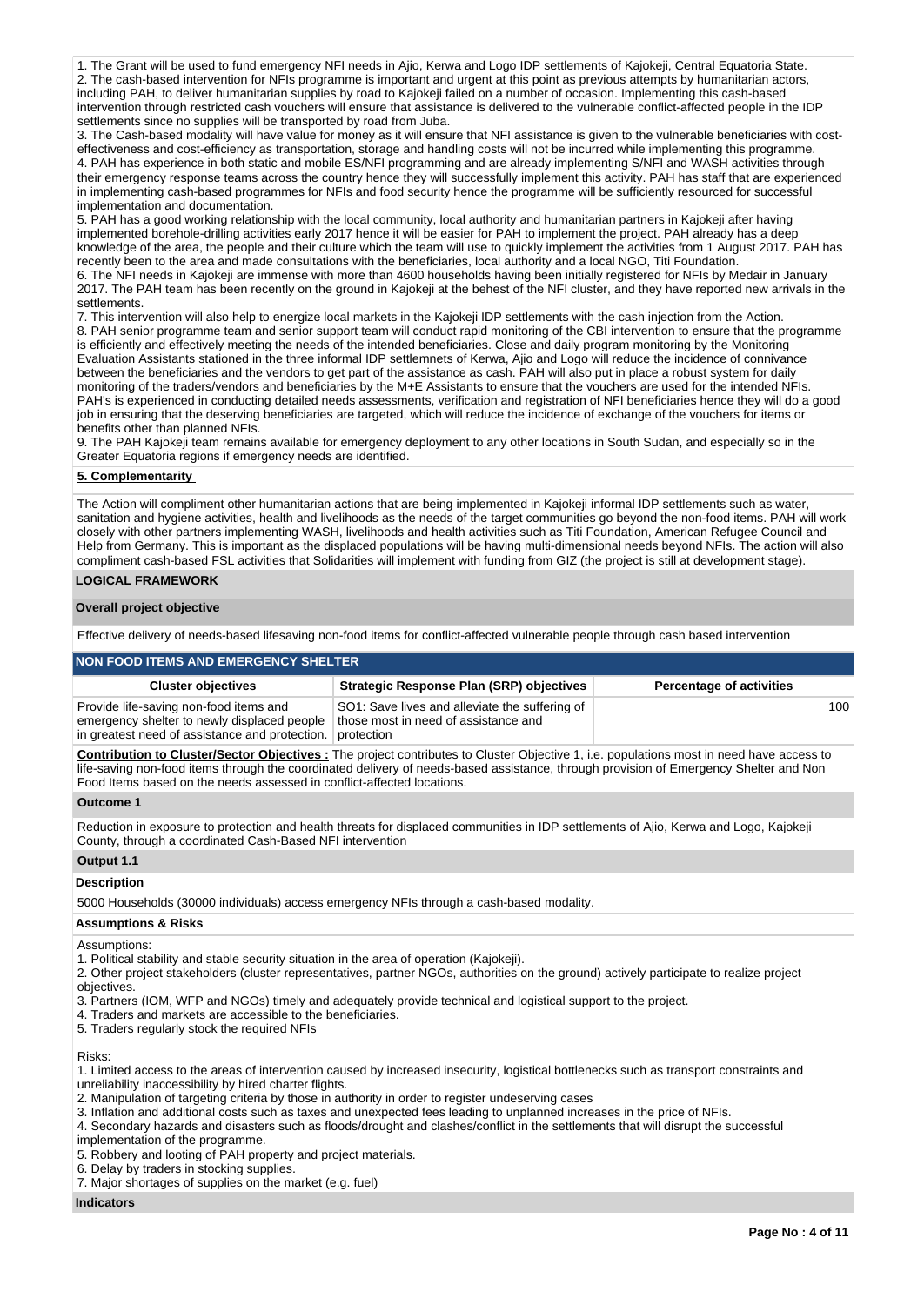1. The Grant will be used to fund emergency NFI needs in Ajio, Kerwa and Logo IDP settlements of Kajokeji, Central Equatoria State.
2. The cash-based intervention for NFIs programme is important and urgent at this point as previous attempts by humanitarian actors, including PAH, to deliver humanitarian supplies by road to Kajokeji failed on a number of occasion. Implementing this cash-based intervention through restricted cash vouchers will ensure that assistance is delivered to the vulnerable conflict-affected people in the IDP settlements since no supplies will be transported by road from Juba.
3. The Cash-based modality will have value for money as it will ensure that NFI assistance is given to the vulnerable beneficiaries with cost-effectiveness and cost-efficiency as transportation, storage and handling costs will not be incurred while implementing this programme.
4. PAH has experience in both static and mobile ES/NFI programming and are already implementing S/NFI and WASH activities through their emergency response teams across the country hence they will successfully implement this activity. PAH has staff that are experienced in implementing cash-based programmes for NFIs and food security hence the programme will be sufficiently resourced for successful implementation and documentation.
5. PAH has a good working relationship with the local community, local authority and humanitarian partners in Kajokeji after having implemented borehole-drilling activities early 2017 hence it will be easier for PAH to implement the project. PAH already has a deep knowledge of the area, the people and their culture which the team will use to quickly implement the activities from 1 August 2017. PAH has recently been to the area and made consultations with the beneficiaries, local authority and a local NGO, Titi Foundation.
6. The NFI needs in Kajokeji are immense with more than 4600 households having been initially registered for NFIs by Medair in January 2017. The PAH team has been recently on the ground in Kajokeji at the behest of the NFI cluster, and they have reported new arrivals in the settlements.
7. This intervention will also help to energize local markets in the Kajokeji IDP settlements with the cash injection from the Action.
8. PAH senior programme team and senior support team will conduct rapid monitoring of the CBI intervention to ensure that the programme is efficiently and effectively meeting the needs of the intended beneficiaries. Close and daily program monitoring by the Monitoring Evaluation Assistants stationed in the three informal IDP settlemnets of Kerwa, Ajio and Logo will reduce the incidence of connivance between the beneficiaries and the vendors to get part of the assistance as cash. PAH will also put in place a robust system for daily monitoring of the traders/vendors and beneficiaries by the M+E Assistants to ensure that the vouchers are used for the intended NFIs. PAH's is experienced in conducting detailed needs assessments, verification and registration of NFI beneficiaries hence they will do a good job in ensuring that the deserving beneficiaries are targeted, which will reduce the incidence of exchange of the vouchers for items or benefits other than planned NFIs.
9. The PAH Kajokeji team remains available for emergency deployment to any other locations in South Sudan, and especially so in the Greater Equatoria regions if emergency needs are identified.

**5. Complementarity**

The Action will compliment other humanitarian actions that are being implemented in Kajokeji informal IDP settlements such as water, sanitation and hygiene activities, health and livelihoods as the needs of the target communities go beyond the non-food items. PAH will work closely with other partners implementing WASH, livelihoods and health activities such as Titi Foundation, American Refugee Council and Help from Germany. This is important as the displaced populations will be having multi-dimensional needs beyond NFIs. The action will also compliment cash-based FSL activities that Solidarities will implement with funding from GIZ (the project is still at development stage).

## LOGICAL FRAMEWORK

### Overall project objective

Effective delivery of needs-based lifesaving non-food items for conflict-affected vulnerable people through cash based intervention

### NON FOOD ITEMS AND EMERGENCY SHELTER

| Cluster objectives | Strategic Response Plan (SRP) objectives | Percentage of activities |
|---|---|---|
| Provide life-saving non-food items and emergency shelter to newly displaced people in greatest need of assistance and protection. | SO1: Save lives and alleviate the suffering of those most in need of assistance and protection | 100 |

**Contribution to Cluster/Sector Objectives :** The project contributes to Cluster Objective 1, i.e. populations most in need have access to life-saving non-food items through the coordinated delivery of needs-based assistance, through provision of Emergency Shelter and Non Food Items based on the needs assessed in conflict-affected locations.

### Outcome 1

Reduction in exposure to protection and health threats for displaced communities in IDP settlements of Ajio, Kerwa and Logo, Kajokeji County, through a coordinated Cash-Based NFI intervention

### Output 1.1

**Description**

5000 Households (30000 individuals) access emergency NFIs through a cash-based modality.

**Assumptions & Risks**

Assumptions:
1. Political stability and stable security situation in the area of operation (Kajokeji).
2. Other project stakeholders (cluster representatives, partner NGOs, authorities on the ground) actively participate to realize project objectives.
3. Partners (IOM, WFP and NGOs) timely and adequately provide technical and logistical support to the project.
4. Traders and markets are accessible to the beneficiaries.
5. Traders regularly stock the required NFIs

Risks:
1. Limited access to the areas of intervention caused by increased insecurity, logistical bottlenecks such as transport constraints and unreliability inaccessibility by hired charter flights.
2. Manipulation of targeting criteria by those in authority in order to register undeserving cases
3. Inflation and additional costs such as taxes and unexpected fees leading to unplanned increases in the price of NFIs.
4. Secondary hazards and disasters such as floods/drought and clashes/conflict in the settlements that will disrupt the successful implementation of the programme.
5. Robbery and looting of PAH property and project materials.
6. Delay by traders in stocking supplies.
7. Major shortages of supplies on the market (e.g. fuel)

**Indicators**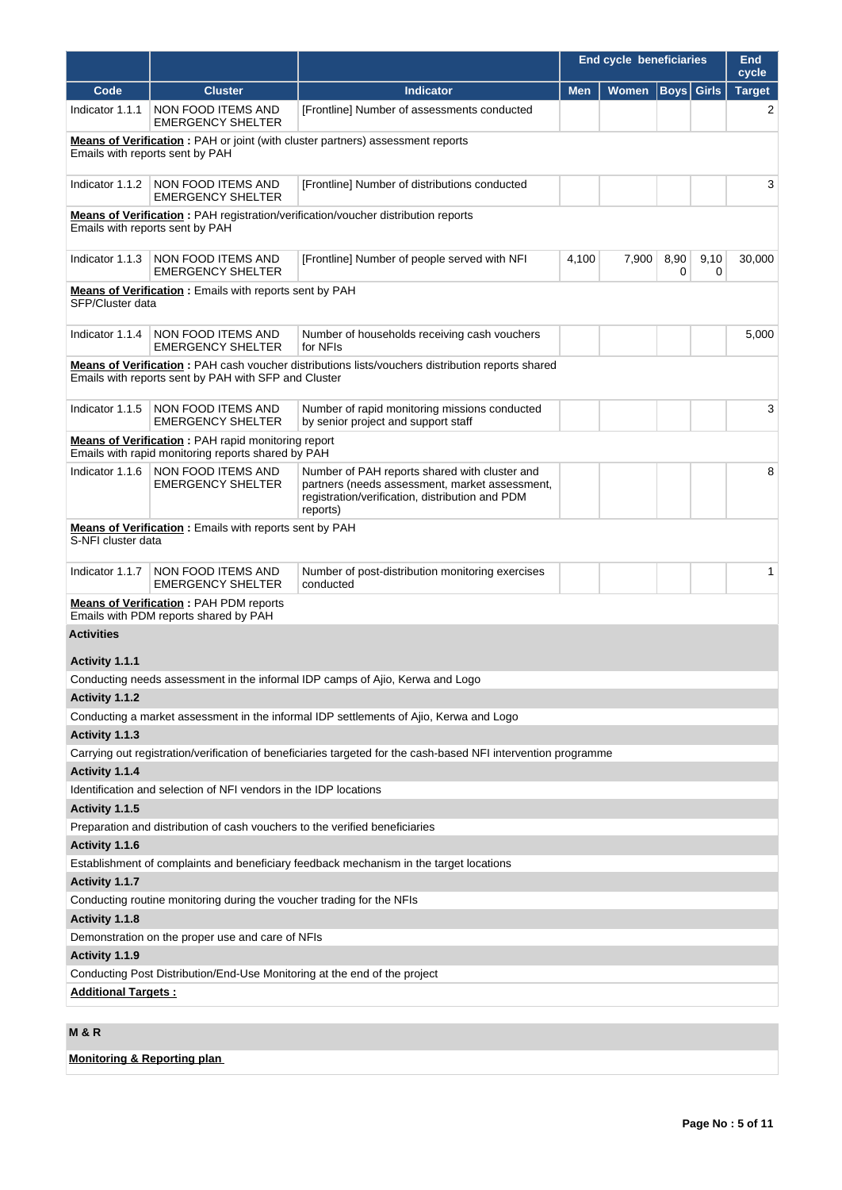| | | | End cycle beneficiaries | | | | End cycle |
|---|---|---|---|---|---|---|---|
| Code | Cluster | Indicator | Men | Women | Boys | Girls | Target |
| Indicator 1.1.1 | NON FOOD ITEMS AND EMERGENCY SHELTER | [Frontline] Number of assessments conducted | | | | | 2 |

**Means of Verification :** PAH or joint (with cluster partners) assessment reports
Emails with reports sent by PAH

| Code | Cluster | Indicator | Men | Women | Boys | Girls | Target |
|---|---|---|---|---|---|---|---|
| Indicator 1.1.2 | NON FOOD ITEMS AND EMERGENCY SHELTER | [Frontline] Number of distributions conducted | | | | | 3 |

**Means of Verification :** PAH registration/verification/voucher distribution reports
Emails with reports sent by PAH

| Code | Cluster | Indicator | Men | Women | Boys | Girls | Target |
|---|---|---|---|---|---|---|---|
| Indicator 1.1.3 | NON FOOD ITEMS AND EMERGENCY SHELTER | [Frontline] Number of people served with NFI | 4,100 | 7,900 | 8,900 | 9,100 | 30,000 |

**Means of Verification :** Emails with reports sent by PAH
SFP/Cluster data

| Code | Cluster | Indicator | Men | Women | Boys | Girls | Target |
|---|---|---|---|---|---|---|---|
| Indicator 1.1.4 | NON FOOD ITEMS AND EMERGENCY SHELTER | Number of households receiving cash vouchers for NFIs | | | | | 5,000 |

**Means of Verification :** PAH cash voucher distributions lists/vouchers distribution reports shared
Emails with reports sent by PAH with SFP and Cluster

| Code | Cluster | Indicator | Men | Women | Boys | Girls | Target |
|---|---|---|---|---|---|---|---|
| Indicator 1.1.5 | NON FOOD ITEMS AND EMERGENCY SHELTER | Number of rapid monitoring missions conducted by senior project and support staff | | | | | 3 |

**Means of Verification :** PAH rapid monitoring report
Emails with rapid monitoring reports shared by PAH

| Code | Cluster | Indicator | Men | Women | Boys | Girls | Target |
|---|---|---|---|---|---|---|---|
| Indicator 1.1.6 | NON FOOD ITEMS AND EMERGENCY SHELTER | Number of PAH reports shared with cluster and partners (needs assessment, market assessment, registration/verification, distribution and PDM reports) | | | | | 8 |

**Means of Verification :** Emails with reports sent by PAH
S-NFI cluster data

| Code | Cluster | Indicator | Men | Women | Boys | Girls | Target |
|---|---|---|---|---|---|---|---|
| Indicator 1.1.7 | NON FOOD ITEMS AND EMERGENCY SHELTER | Number of post-distribution monitoring exercises conducted | | | | | 1 |

**Means of Verification :** PAH PDM reports
Emails with PDM reports shared by PAH

**Activities**

**Activity 1.1.1**

Conducting needs assessment in the informal IDP camps of Ajio, Kerwa and Logo

**Activity 1.1.2**

Conducting a market assessment in the informal IDP settlements of Ajio, Kerwa and Logo

**Activity 1.1.3**

Carrying out registration/verification of beneficiaries targeted for the cash-based NFI intervention programme

**Activity 1.1.4**

Identification and selection of NFI vendors in the IDP locations

**Activity 1.1.5**

Preparation and distribution of cash vouchers to the verified beneficiaries

**Activity 1.1.6**

Establishment of complaints and beneficiary feedback mechanism in the target locations

**Activity 1.1.7**

Conducting routine monitoring during the voucher trading for the NFIs

**Activity 1.1.8**

Demonstration on the proper use and care of NFIs

**Activity 1.1.9**

Conducting Post Distribution/End-Use Monitoring at the end of the project

**Additional Targets :**

## M & R

**Monitoring & Reporting plan**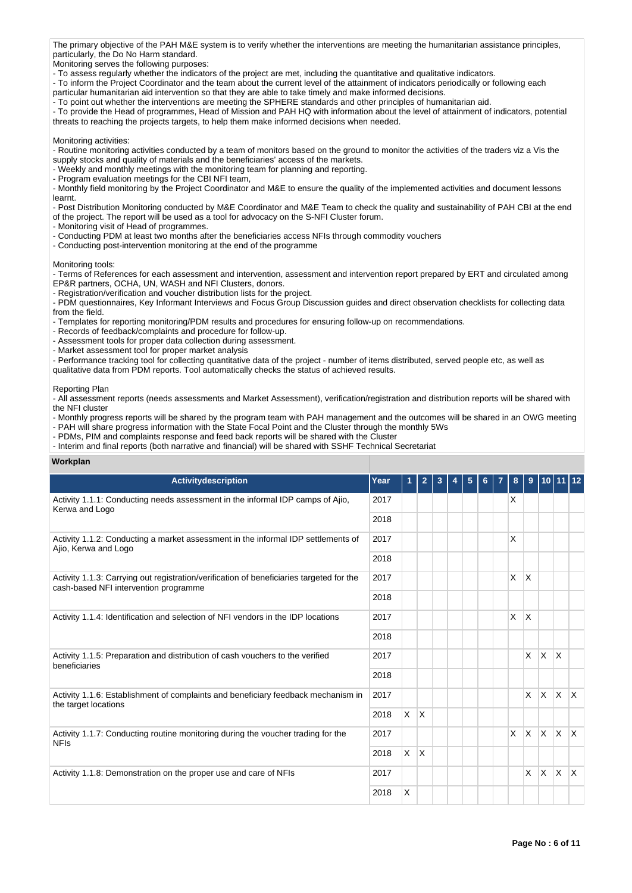The primary objective of the PAH M&E system is to verify whether the interventions are meeting the humanitarian assistance principles, particularly, the Do No Harm standard.

Monitoring serves the following purposes:

- To assess regularly whether the indicators of the project are met, including the quantitative and qualitative indicators.
- To inform the Project Coordinator and the team about the current level of the attainment of indicators periodically or following each particular humanitarian aid intervention so that they are able to take timely and make informed decisions.
- To point out whether the interventions are meeting the SPHERE standards and other principles of humanitarian aid.
- To provide the Head of programmes, Head of Mission and PAH HQ with information about the level of attainment of indicators, potential threats to reaching the projects targets, to help them make informed decisions when needed.

Monitoring activities:

- Routine monitoring activities conducted by a team of monitors based on the ground to monitor the activities of the traders viz a Vis the supply stocks and quality of materials and the beneficiaries' access of the markets.
- Weekly and monthly meetings with the monitoring team for planning and reporting.
- Program evaluation meetings for the CBI NFI team,
- Monthly field monitoring by the Project Coordinator and M&E to ensure the quality of the implemented activities and document lessons learnt.
- Post Distribution Monitoring conducted by M&E Coordinator and M&E Team to check the quality and sustainability of PAH CBI at the end of the project. The report will be used as a tool for advocacy on the S-NFI Cluster forum.
- Monitoring visit of Head of programmes.
- Conducting PDM at least two months after the beneficiaries access NFIs through commodity vouchers
- Conducting post-intervention monitoring at the end of the programme

Monitoring tools:

- Terms of References for each assessment and intervention, assessment and intervention report prepared by ERT and circulated among EP&R partners, OCHA, UN, WASH and NFI Clusters, donors.
- Registration/verification and voucher distribution lists for the project.
- PDM questionnaires, Key Informant Interviews and Focus Group Discussion guides and direct observation checklists for collecting data from the field.
- Templates for reporting monitoring/PDM results and procedures for ensuring follow-up on recommendations.
- Records of feedback/complaints and procedure for follow-up.
- Assessment tools for proper data collection during assessment.
- Market assessment tool for proper market analysis
- Performance tracking tool for collecting quantitative data of the project - number of items distributed, served people etc, as well as qualitative data from PDM reports. Tool automatically checks the status of achieved results.

Reporting Plan

- All assessment reports (needs assessments and Market Assessment), verification/registration and distribution reports will be shared with the NFI cluster
- Monthly progress reports will be shared by the program team with PAH management and the outcomes will be shared in an OWG meeting
- PAH will share progress information with the State Focal Point and the Cluster through the monthly 5Ws
- PDMs, PIM and complaints response and feed back reports will be shared with the Cluster
- Interim and final reports (both narrative and financial) will be shared with SSHF Technical Secretariat

## Workplan

| Activitydescription | Year | 1 | 2 | 3 | 4 | 5 | 6 | 7 | 8 | 9 | 10 | 11 | 12 |
|---|---|---|---|---|---|---|---|---|---|---|---|---|---|
| Activity 1.1.1: Conducting needs assessment in the informal IDP camps of Ajio, Kerwa and Logo | 2017 | | | | | | | | X | | | | |
| | 2018 | | | | | | | | | | | | |
| Activity 1.1.2: Conducting a market assessment in the informal IDP settlements of Ajio, Kerwa and Logo | 2017 | | | | | | | | X | | | | |
| | 2018 | | | | | | | | | | | | |
| Activity 1.1.3: Carrying out registration/verification of beneficiaries targeted for the cash-based NFI intervention programme | 2017 | | | | | | | | X | X | | | |
| | 2018 | | | | | | | | | | | | |
| Activity 1.1.4: Identification and selection of NFI vendors in the IDP locations | 2017 | | | | | | | | X | X | | | |
| | 2018 | | | | | | | | | | | | |
| Activity 1.1.5: Preparation and distribution of cash vouchers to the verified beneficiaries | 2017 | | | | | | | | | X | X | X | |
| | 2018 | | | | | | | | | | | | |
| Activity 1.1.6: Establishment of complaints and beneficiary feedback mechanism in the target locations | 2017 | | | | | | | | | X | X | X | X |
| | 2018 | X | X | | | | | | | | | | |
| Activity 1.1.7: Conducting routine monitoring during the voucher trading for the NFIs | 2017 | | | | | | | | X | X | X | X | X |
| | 2018 | X | X | | | | | | | | | | |
| Activity 1.1.8: Demonstration on the proper use and care of NFIs | 2017 | | | | | | | | | X | X | X | X |
| | 2018 | X | | | | | | | | | | | |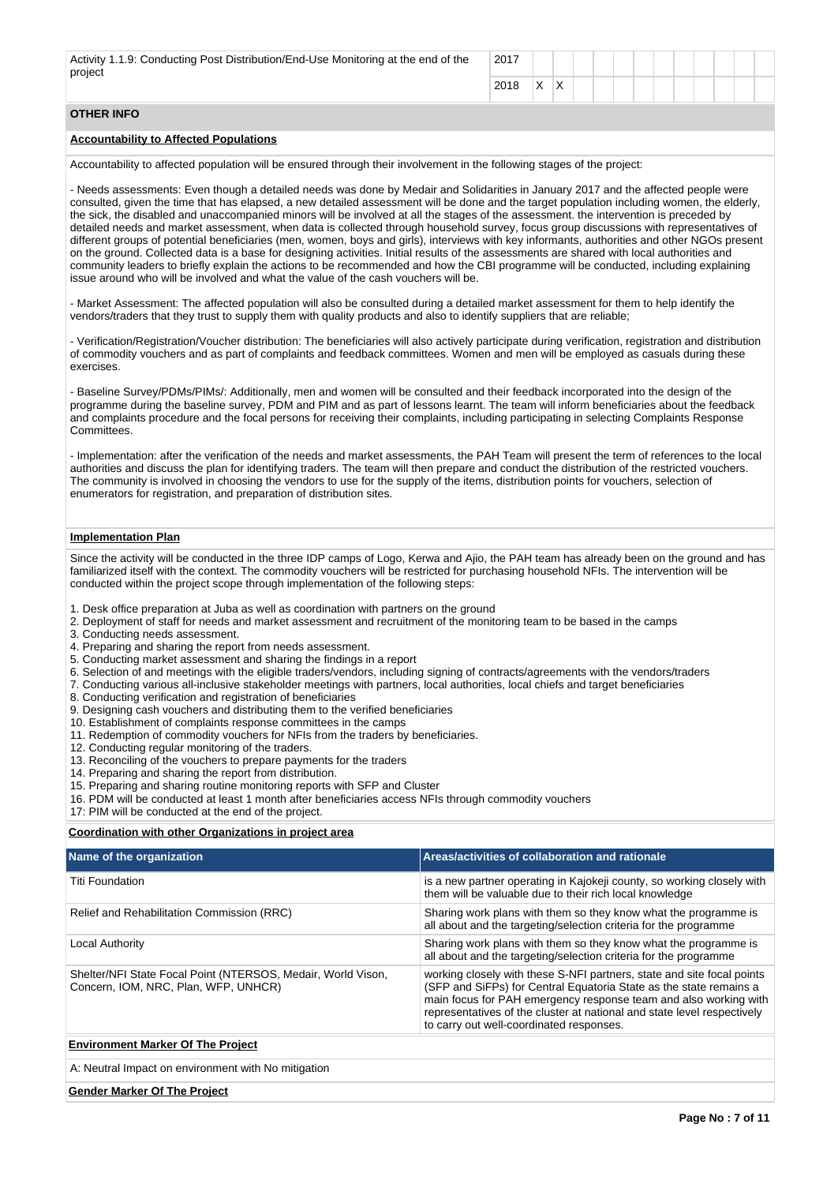| Activity 1.1.9: Conducting Post Distribution/End-Use Monitoring at the end of the project | 2017 | | | | | | | | | | | | |
|---|---|---|---|---|---|---|---|---|---|---|---|---|---|
| | 2018 | X | X | | | | | | | | | | |

## OTHER INFO

**Accountability to Affected Populations**

Accountability to affected population will be ensured through their involvement in the following stages of the project:

- Needs assessments: Even though a detailed needs was done by Medair and Solidarities in January 2017 and the affected people were consulted, given the time that has elapsed, a new detailed assessment will be done and the target population including women, the elderly, the sick, the disabled and unaccompanied minors will be involved at all the stages of the assessment. the intervention is preceded by detailed needs and market assessment, when data is collected through household survey, focus group discussions with representatives of different groups of potential beneficiaries (men, women, boys and girls), interviews with key informants, authorities and other NGOs present on the ground. Collected data is a base for designing activities. Initial results of the assessments are shared with local authorities and community leaders to briefly explain the actions to be recommended and how the CBI programme will be conducted, including explaining issue around who will be involved and what the value of the cash vouchers will be.

- Market Assessment: The affected population will also be consulted during a detailed market assessment for them to help identify the vendors/traders that they trust to supply them with quality products and also to identify suppliers that are reliable;

- Verification/Registration/Voucher distribution: The beneficiaries will also actively participate during verification, registration and distribution of commodity vouchers and as part of complaints and feedback committees. Women and men will be employed as casuals during these exercises.

- Baseline Survey/PDMs/PIMs/: Additionally, men and women will be consulted and their feedback incorporated into the design of the programme during the baseline survey, PDM and PIM and as part of lessons learnt. The team will inform beneficiaries about the feedback and complaints procedure and the focal persons for receiving their complaints, including participating in selecting Complaints Response Committees.

- Implementation: after the verification of the needs and market assessments, the PAH Team will present the term of references to the local authorities and discuss the plan for identifying traders. The team will then prepare and conduct the distribution of the restricted vouchers. The community is involved in choosing the vendors to use for the supply of the items, distribution points for vouchers, selection of enumerators for registration, and preparation of distribution sites.

**Implementation Plan**

Since the activity will be conducted in the three IDP camps of Logo, Kerwa and Ajio, the PAH team has already been on the ground and has familiarized itself with the context. The commodity vouchers will be restricted for purchasing household NFIs. The intervention will be conducted within the project scope through implementation of the following steps:

1. Desk office preparation at Juba as well as coordination with partners on the ground
2. Deployment of staff for needs and market assessment and recruitment of the monitoring team to be based in the camps
3. Conducting needs assessment.
4. Preparing and sharing the report from needs assessment.
5. Conducting market assessment and sharing the findings in a report
6. Selection of and meetings with the eligible traders/vendors, including signing of contracts/agreements with the vendors/traders
7. Conducting various all-inclusive stakeholder meetings with partners, local authorities, local chiefs and target beneficiaries
8. Conducting verification and registration of beneficiaries
9. Designing cash vouchers and distributing them to the verified beneficiaries
10. Establishment of complaints response committees in the camps
11. Redemption of commodity vouchers for NFIs from the traders by beneficiaries.
12. Conducting regular monitoring of the traders.
13. Reconciling of the vouchers to prepare payments for the traders
14. Preparing and sharing the report from distribution.
15. Preparing and sharing routine monitoring reports with SFP and Cluster
16. PDM will be conducted at least 1 month after beneficiaries access NFIs through commodity vouchers
17: PIM will be conducted at the end of the project.

**Coordination with other Organizations in project area**

| Name of the organization | Areas/activities of collaboration and rationale |
|---|---|
| Titi Foundation | is a new partner operating in Kajokeji county, so working closely with them will be valuable due to their rich local knowledge |
| Relief and Rehabilitation Commission (RRC) | Sharing work plans with them so they know what the programme is all about and the targeting/selection criteria for the programme |
| Local Authority | Sharing work plans with them so they know what the programme is all about and the targeting/selection criteria for the programme |
| Shelter/NFI State Focal Point (NTERSOS, Medair, World Vison, Concern, IOM, NRC, Plan, WFP, UNHCR) | working closely with these S-NFI partners, state and site focal points (SFP and SiFPs) for Central Equatoria State as the state remains a main focus for PAH emergency response team and also working with representatives of the cluster at national and state level respectively to carry out well-coordinated responses. |

**Environment Marker Of The Project**

A: Neutral Impact on environment with No mitigation

**Gender Marker Of The Project**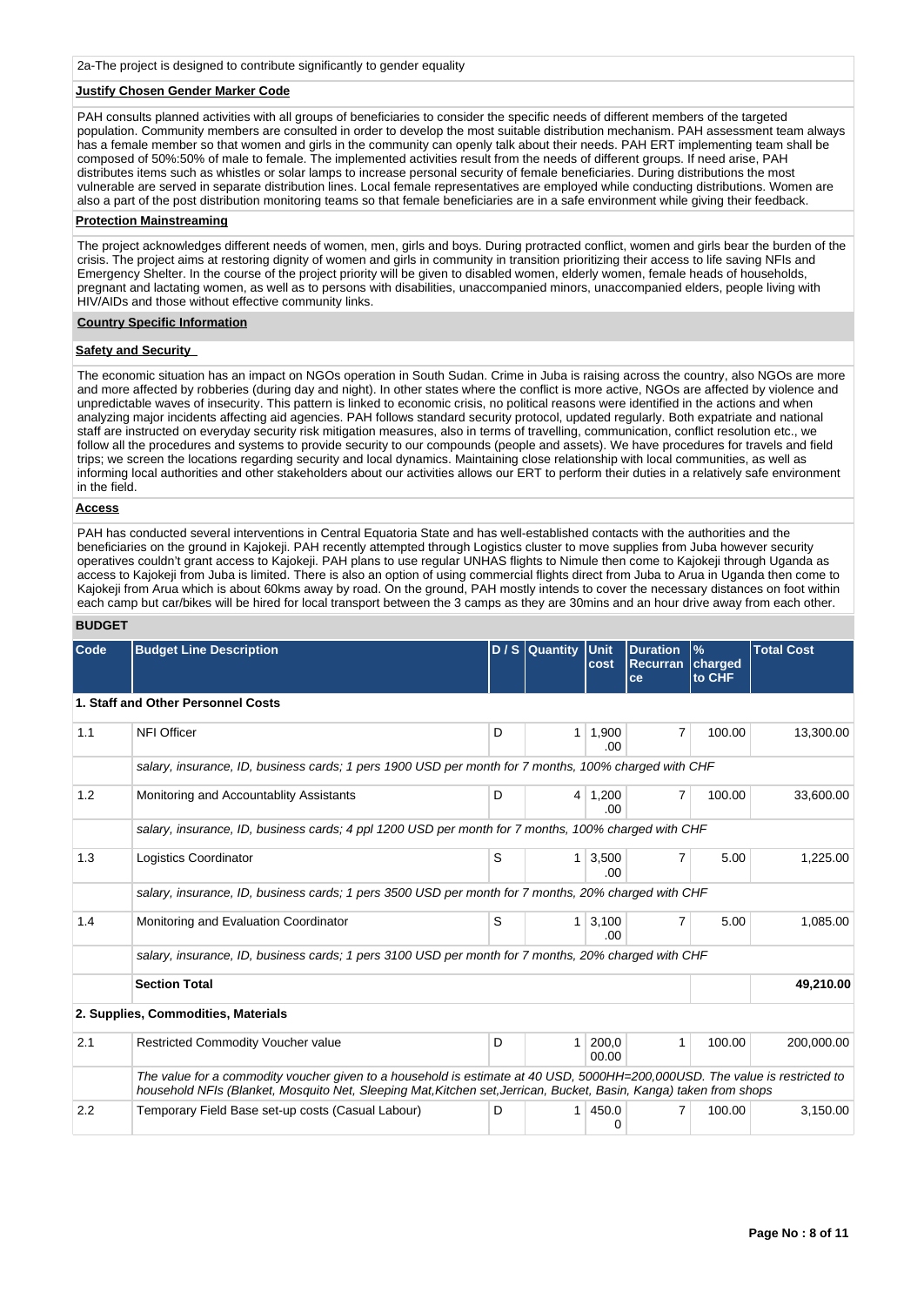2a-The project is designed to contribute significantly to gender equality

**Justify Chosen Gender Marker Code**

PAH consults planned activities with all groups of beneficiaries to consider the specific needs of different members of the targeted population. Community members are consulted in order to develop the most suitable distribution mechanism. PAH assessment team always has a female member so that women and girls in the community can openly talk about their needs. PAH ERT implementing team shall be composed of 50%:50% of male to female. The implemented activities result from the needs of different groups. If need arise, PAH distributes items such as whistles or solar lamps to increase personal security of female beneficiaries. During distributions the most vulnerable are served in separate distribution lines. Local female representatives are employed while conducting distributions. Women are also a part of the post distribution monitoring teams so that female beneficiaries are in a safe environment while giving their feedback.

**Protection Mainstreaming**

The project acknowledges different needs of women, men, girls and boys. During protracted conflict, women and girls bear the burden of the crisis. The project aims at restoring dignity of women and girls in community in transition prioritizing their access to life saving NFIs and Emergency Shelter. In the course of the project priority will be given to disabled women, elderly women, female heads of households, pregnant and lactating women, as well as to persons with disabilities, unaccompanied minors, unaccompanied elders, people living with HIV/AIDs and those without effective community links.

**Country Specific Information**

**Safety and Security**

The economic situation has an impact on NGOs operation in South Sudan. Crime in Juba is raising across the country, also NGOs are more and more affected by robberies (during day and night). In other states where the conflict is more active, NGOs are affected by violence and unpredictable waves of insecurity. This pattern is linked to economic crisis, no political reasons were identified in the actions and when analyzing major incidents affecting aid agencies. PAH follows standard security protocol, updated regularly. Both expatriate and national staff are instructed on everyday security risk mitigation measures, also in terms of travelling, communication, conflict resolution etc., we follow all the procedures and systems to provide security to our compounds (people and assets). We have procedures for travels and field trips; we screen the locations regarding security and local dynamics. Maintaining close relationship with local communities, as well as informing local authorities and other stakeholders about our activities allows our ERT to perform their duties in a relatively safe environment in the field.

**Access**

PAH has conducted several interventions in Central Equatoria State and has well-established contacts with the authorities and the beneficiaries on the ground in Kajokeji. PAH recently attempted through Logistics cluster to move supplies from Juba however security operatives couldn't grant access to Kajokeji. PAH plans to use regular UNHAS flights to Nimule then come to Kajokeji through Uganda as access to Kajokeji from Juba is limited. There is also an option of using commercial flights direct from Juba to Arua in Uganda then come to Kajokeji from Arua which is about 60kms away by road. On the ground, PAH mostly intends to cover the necessary distances on foot within each camp but car/bikes will be hired for local transport between the 3 camps as they are 30mins and an hour drive away from each other.

**BUDGET**

| Code | Budget Line Description | D / S | Quantity | Unit cost | Duration Recurrance | % charged to CHF | Total Cost |
|---|---|---|---|---|---|---|---|
| **1. Staff and Other Personnel Costs** | | | | | | | |
| 1.1 | NFI Officer | D | 1 | 1,900.00 | 7 | 100.00 | 13,300.00 |
| | *salary, insurance, ID, business cards; 1 pers 1900 USD per month for 7 months, 100% charged with CHF* | | | | | | |
| 1.2 | Monitoring and Accountablity Assistants | D | 4 | 1,200.00 | 7 | 100.00 | 33,600.00 |
| | *salary, insurance, ID, business cards; 4 ppl 1200 USD per month for 7 months, 100% charged with CHF* | | | | | | |
| 1.3 | Logistics Coordinator | S | 1 | 3,500.00 | 7 | 5.00 | 1,225.00 |
| | *salary, insurance, ID, business cards; 1 pers 3500 USD per month for 7 months, 20% charged with CHF* | | | | | | |
| 1.4 | Monitoring and Evaluation Coordinator | S | 1 | 3,100.00 | 7 | 5.00 | 1,085.00 |
| | *salary, insurance, ID, business cards; 1 pers 3100 USD per month for 7 months, 20% charged with CHF* | | | | | | |
| | **Section Total** | | | | | | **49,210.00** |
| **2. Supplies, Commodities, Materials** | | | | | | | |
| 2.1 | Restricted Commodity Voucher value | D | 1 | 200,000.00 | 1 | 100.00 | 200,000.00 |
| | *The value for a commodity voucher given to a household is estimate at 40 USD, 5000HH=200,000USD. The value is restricted to household NFIs (Blanket, Mosquito Net, Sleeping Mat,Kitchen set,Jerrican, Bucket, Basin, Kanga) taken from shops* | | | | | | |
| 2.2 | Temporary Field Base set-up costs (Casual Labour) | D | 1 | 450.00 | 7 | 100.00 | 3,150.00 |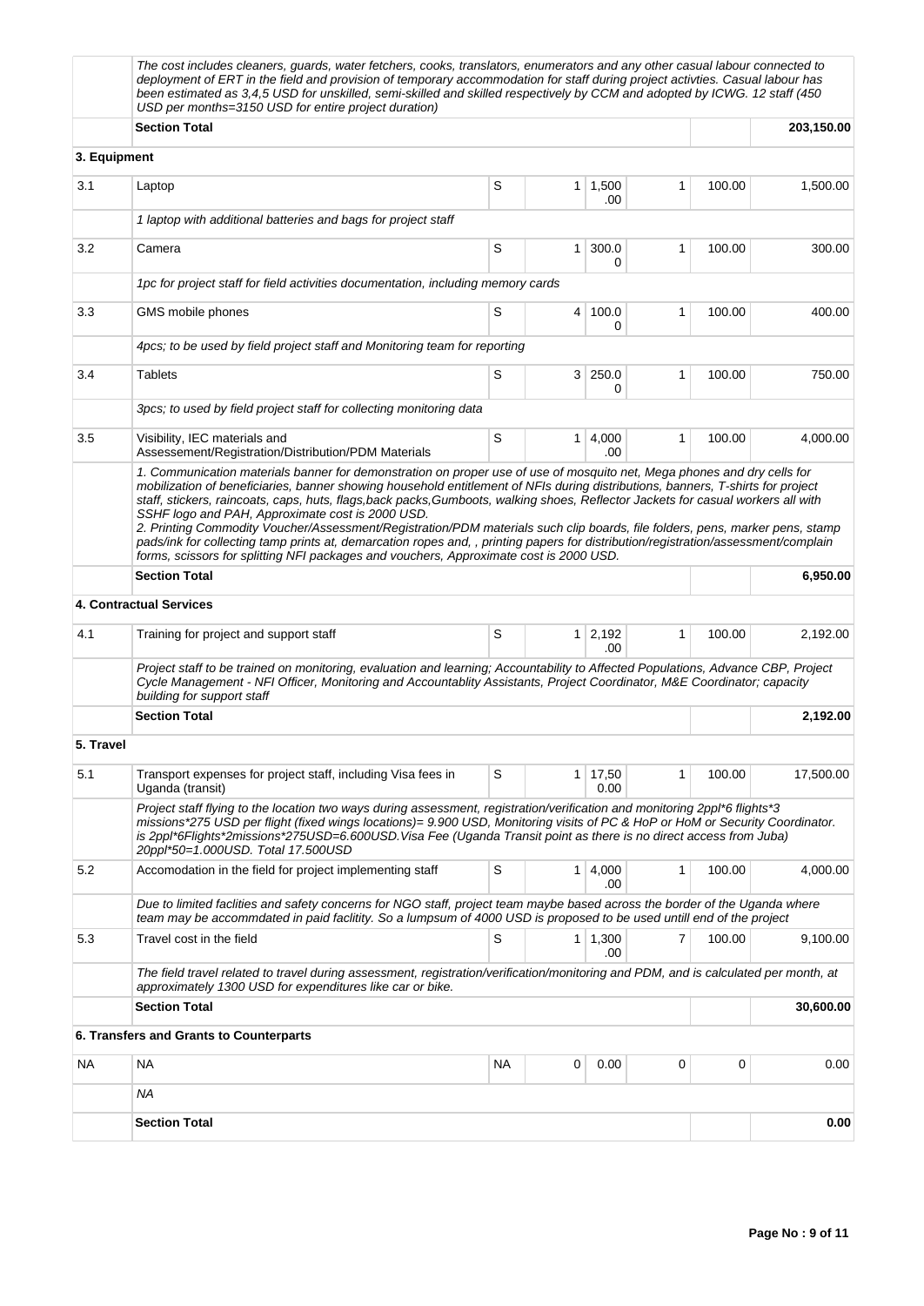| | | | | | | | |
|---|---|---|---|---|---|---|---|
| | *The cost includes cleaners, guards, water fetchers, cooks, translators, enumerators and any other casual labour connected to deployment of ERT in the field and provision of temporary accommodation for staff during project activties. Casual labour has been estimated as 3,4,5 USD for unskilled, semi-skilled and skilled respectively by CCM and adopted by ICWG. 12 staff (450 USD per months=3150 USD for entire project duration)* | | | | | | |
| | **Section Total** | | | | | | **203,150.00** |
| **3. Equipment** | | | | | | | |
| 3.1 | Laptop | S | 1 | 1,500.00 | 1 | 100.00 | 1,500.00 |
| | *1 laptop with additional batteries and bags for project staff* | | | | | | |
| 3.2 | Camera | S | 1 | 300.00 | 1 | 100.00 | 300.00 |
| | *1pc for project staff for field activities documentation, including memory cards* | | | | | | |
| 3.3 | GMS mobile phones | S | 4 | 100.00 | 1 | 100.00 | 400.00 |
| | *4pcs; to be used by field project staff and Monitoring team for reporting* | | | | | | |
| 3.4 | Tablets | S | 3 | 250.00 | 1 | 100.00 | 750.00 |
| | *3pcs; to used by field project staff for collecting monitoring data* | | | | | | |
| 3.5 | Visibility, IEC materials and Assessement/Registration/Distribution/PDM Materials | S | 1 | 4,000.00 | 1 | 100.00 | 4,000.00 |
| | *1. Communication materials banner for demonstration on proper use of use of mosquito net, Mega phones and dry cells for mobilization of beneficiaries, banner showing household entitlement of NFIs during distributions, banners, T-shirts for project staff, stickers, raincoats, caps, huts, flags,back packs,Gumboots, walking shoes, Reflector Jackets for casual workers all with SSHF logo and PAH, Approximate cost is 2000 USD. 2. Printing Commodity Voucher/Assessment/Registration/PDM materials such clip boards, file folders, pens, marker pens, stamp pads/ink for collecting tamp prints at, demarcation ropes and, , printing papers for distribution/registration/assessment/complain forms, scissors for splitting NFI packages and vouchers, Approximate cost is 2000 USD.* | | | | | | |
| | **Section Total** | | | | | | **6,950.00** |
| **4. Contractual Services** | | | | | | | |
| 4.1 | Training for project and support staff | S | 1 | 2,192.00 | 1 | 100.00 | 2,192.00 |
| | *Project staff to be trained on monitoring, evaluation and learning; Accountability to Affected Populations, Advance CBP, Project Cycle Management - NFI Officer, Monitoring and Accountablity Assistants, Project Coordinator, M&E Coordinator; capacity building for support staff* | | | | | | |
| | **Section Total** | | | | | | **2,192.00** |
| **5. Travel** | | | | | | | |
| 5.1 | Transport expenses for project staff, including Visa fees in Uganda (transit) | S | 1 | 17,500.00 | 1 | 100.00 | 17,500.00 |
| | *Project staff flying to the location two ways during assessment, registration/verification and monitoring 2ppl\*6 flights\*3 missions\*275 USD per flight (fixed wings locations)= 9.900 USD, Monitoring visits of PC & HoP or HoM or Security Coordinator. is 2ppl\*6Flights\*2missions\*275USD=6.600USD.Visa Fee (Uganda Transit point as there is no direct access from Juba) 20ppl\*50=1.000USD. Total 17.500USD* | | | | | | |
| 5.2 | Accomodation in the field for project implementing staff | S | 1 | 4,000.00 | 1 | 100.00 | 4,000.00 |
| | *Due to limited faclities and safety concerns for NGO staff, project team maybe based across the border of the Uganda where team may be accommdated in paid facltity. So a lumpsum of 4000 USD is proposed to be used untill end of the project* | | | | | | |
| 5.3 | Travel cost in the field | S | 1 | 1,300.00 | 7 | 100.00 | 9,100.00 |
| | *The field travel related to travel during assessment, registration/verification/monitoring and PDM, and is calculated per month, at approximately 1300 USD for expenditures like car or bike.* | | | | | | |
| | **Section Total** | | | | | | **30,600.00** |
| **6. Transfers and Grants to Counterparts** | | | | | | | |
| NA | NA | NA | 0 | 0.00 | 0 | 0 | 0.00 |
| | *NA* | | | | | | |
| | **Section Total** | | | | | | **0.00** |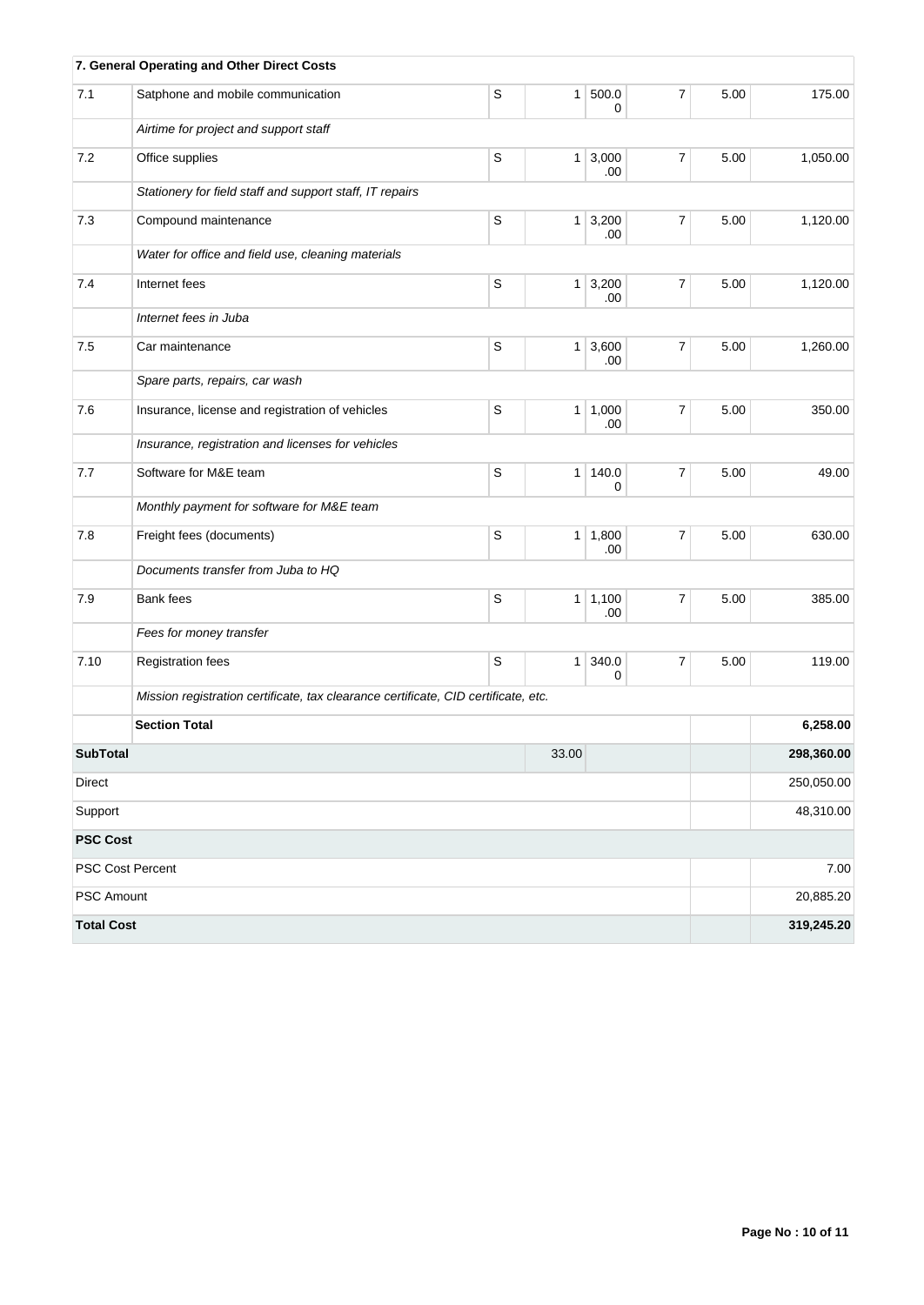| | | | | | | | |
|---|---|---|---|---|---|---|---|
| **7. General Operating and Other Direct Costs** | | | | | | | |
| 7.1 | Satphone and mobile communication | S | 1 | 500.00 | 7 | 5.00 | 175.00 |
| | *Airtime for project and support staff* | | | | | | |
| 7.2 | Office supplies | S | 1 | 3,000.00 | 7 | 5.00 | 1,050.00 |
| | *Stationery for field staff and support staff, IT repairs* | | | | | | |
| 7.3 | Compound maintenance | S | 1 | 3,200.00 | 7 | 5.00 | 1,120.00 |
| | *Water for office and field use, cleaning materials* | | | | | | |
| 7.4 | Internet fees | S | 1 | 3,200.00 | 7 | 5.00 | 1,120.00 |
| | *Internet fees in Juba* | | | | | | |
| 7.5 | Car maintenance | S | 1 | 3,600.00 | 7 | 5.00 | 1,260.00 |
| | *Spare parts, repairs, car wash* | | | | | | |
| 7.6 | Insurance, license and registration of vehicles | S | 1 | 1,000.00 | 7 | 5.00 | 350.00 |
| | *Insurance, registration and licenses for vehicles* | | | | | | |
| 7.7 | Software for M&E team | S | 1 | 140.00 | 7 | 5.00 | 49.00 |
| | *Monthly payment for software for M&E team* | | | | | | |
| 7.8 | Freight fees (documents) | S | 1 | 1,800.00 | 7 | 5.00 | 630.00 |
| | *Documents transfer from Juba to HQ* | | | | | | |
| 7.9 | Bank fees | S | 1 | 1,100.00 | 7 | 5.00 | 385.00 |
| | *Fees for money transfer* | | | | | | |
| 7.10 | Registration fees | S | 1 | 340.00 | 7 | 5.00 | 119.00 |
| | *Mission registration certificate, tax clearance certificate, CID certificate, etc.* | | | | | | |
| | **Section Total** | | | | | | **6,258.00** |
| **SubTotal** | | | 33.00 | | | | **298,360.00** |
| Direct | | | | | | | 250,050.00 |
| Support | | | | | | | 48,310.00 |
| **PSC Cost** | | | | | | | |
| PSC Cost Percent | | | | | | | 7.00 |
| PSC Amount | | | | | | | 20,885.20 |
| **Total Cost** | | | | | | | **319,245.20** |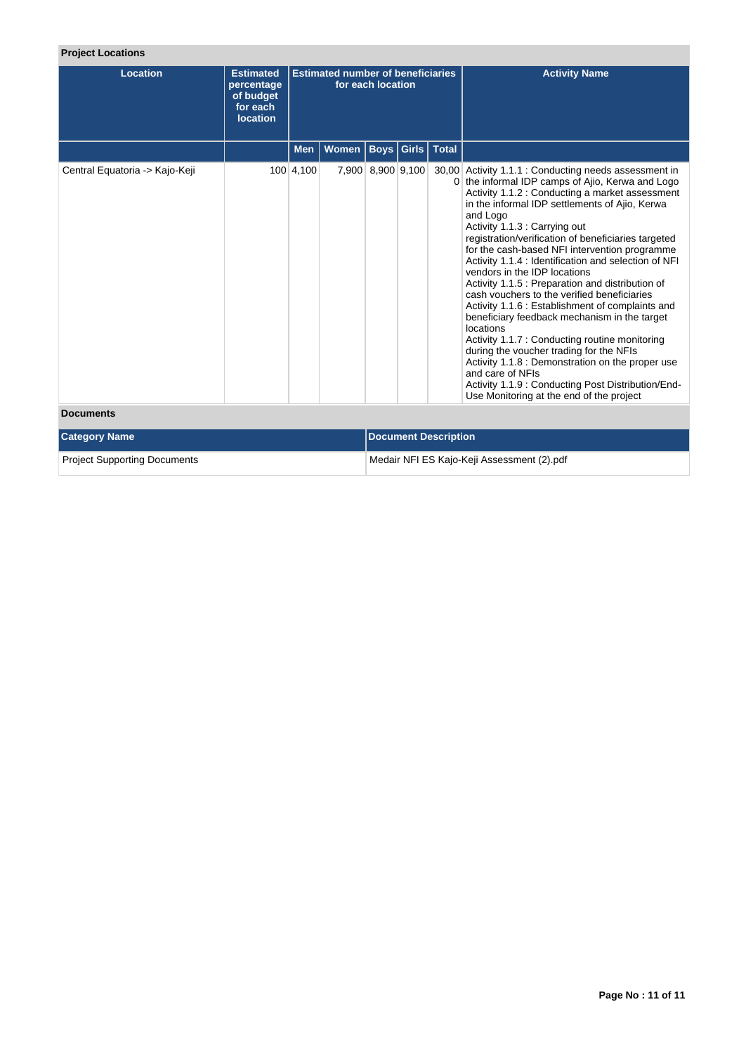## Project Locations

| Location | Estimated percentage of budget for each location | Estimated number of beneficiaries for each location | | | | | Activity Name |
|---|---|---|---|---|---|---|---|
| | | Men | Women | Boys | Girls | Total | |
| Central Equatoria -> Kajo-Keji | 100 | 4,100 | 7,900 | 8,900 | 9,100 | 30,000 | Activity 1.1.1 : Conducting needs assessment in the informal IDP camps of Ajio, Kerwa and Logo<br>Activity 1.1.2 : Conducting a market assessment in the informal IDP settlements of Ajio, Kerwa and Logo<br>Activity 1.1.3 : Carrying out registration/verification of beneficiaries targeted for the cash-based NFI intervention programme<br>Activity 1.1.4 : Identification and selection of NFI vendors in the IDP locations<br>Activity 1.1.5 : Preparation and distribution of cash vouchers to the verified beneficiaries<br>Activity 1.1.6 : Establishment of complaints and beneficiary feedback mechanism in the target locations<br>Activity 1.1.7 : Conducting routine monitoring during the voucher trading for the NFIs<br>Activity 1.1.8 : Demonstration on the proper use and care of NFIs<br>Activity 1.1.9 : Conducting Post Distribution/End-Use Monitoring at the end of the project |

## Documents

| Category Name | Document Description |
|---|---|
| Project Supporting Documents | Medair NFI ES Kajo-Keji Assessment (2).pdf |